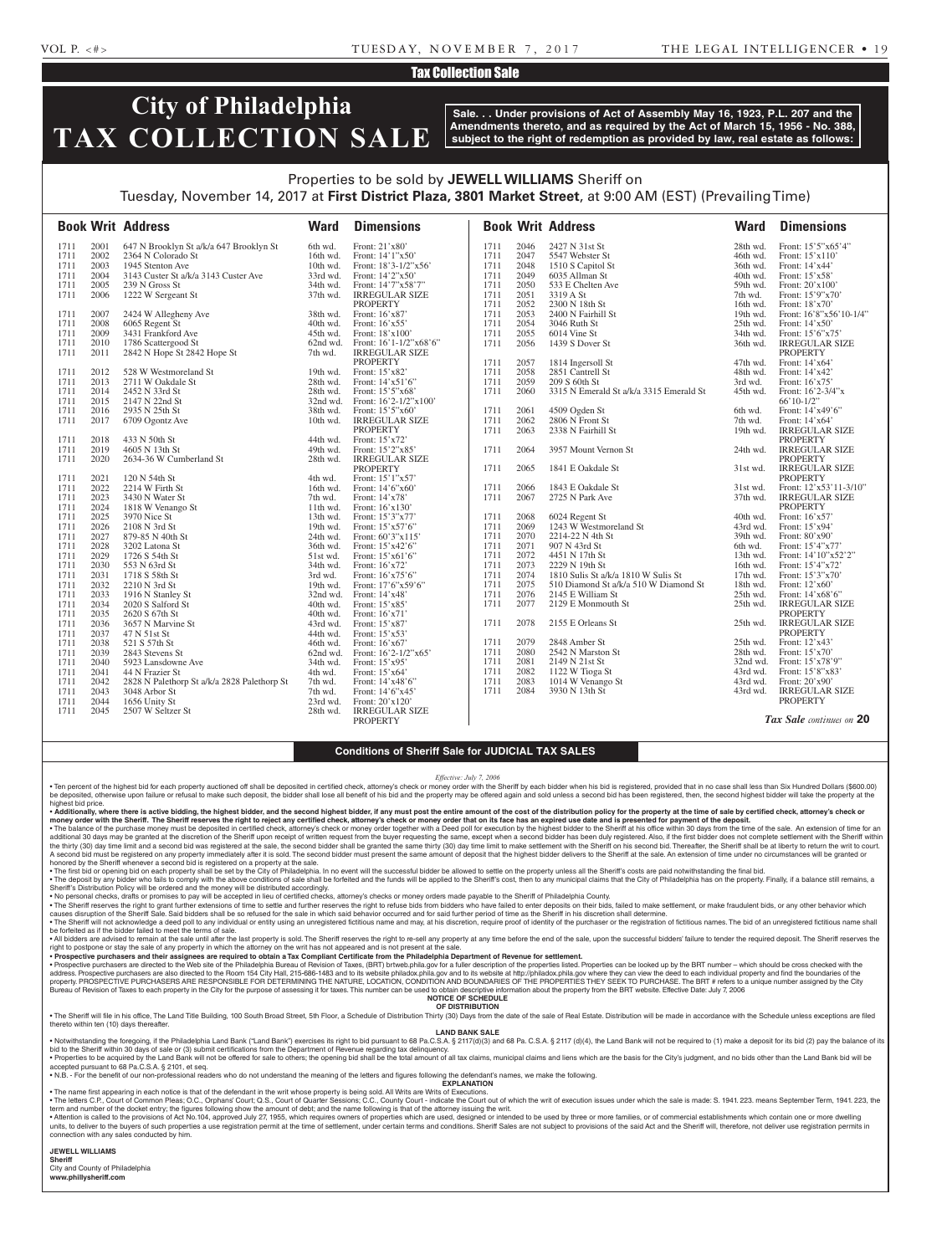## Tax Collection Sale

# City of Philadelphia TAX COLLECTION SALE

**Sale. . . Under provisions of Act of Assembly May 16, 1923, P.L. 207 and the Amendments thereto, and as required by the Act of March 15, 1956 - No. 388, subject to the right of redemption as provided by law, real estate as follows:**

Properties to be sold by **JEWELL WILLIAMS** Sheriff on
Tuesday, November 14, 2017 at **First District Plaza, 3801 Market Street**, at 9:00 AM (EST) (Prevailing Time)

| Book | Writ | Address | Ward | Dimensions |
|---|---|---|---|---|
| 1711 | 2001 | 647 N Brooklyn St a/k/a 647 Brooklyn St | 6th wd. | Front: 21'x80' |
| 1711 | 2002 | 2364 N Colorado St | 16th wd. | Front: 14'1"x50' |
| 1711 | 2003 | 1945 Stenton Ave | 10th wd. | Front: 18'3-1/2"x56' |
| 1711 | 2004 | 3143 Custer St a/k/a 3143 Custer Ave | 33rd wd. | Front: 14'2"x50' |
| 1711 | 2005 | 239 N Gross St | 34th wd. | Front: 14'7"x58'7" |
| 1711 | 2006 | 1222 W Sergeant St | 37th wd. | IRREGULAR SIZE PROPERTY |
| 1711 | 2007 | 2424 W Allegheny Ave | 38th wd. | Front: 16'x87' |
| 1711 | 2008 | 6065 Regent St | 40th wd. | Front: 16'x55' |
| 1711 | 2009 | 3431 Frankford Ave | 45th wd. | Front: 18'x100' |
| 1711 | 2010 | 1786 Scattergood St | 62nd wd. | Front: 16'1-1/2"x68'6" |
| 1711 | 2011 | 2842 N Hope St 2842 Hope St | 7th wd. | IRREGULAR SIZE PROPERTY |
| 1711 | 2012 | 528 W Westmoreland St | 19th wd. | Front: 15'x82' |
| 1711 | 2013 | 2711 W Oakdale St | 28th wd. | Front: 14'x51'6" |
| 1711 | 2014 | 2452 N 33rd St | 28th wd. | Front: 15'5"x68' |
| 1711 | 2015 | 2147 N 22nd St | 32nd wd. | Front: 16'2-1/2"x100' |
| 1711 | 2016 | 2935 N 25th St | 38th wd. | Front: 15'5"x60' |
| 1711 | 2017 | 6709 Ogontz Ave | 10th wd. | IRREGULAR SIZE PROPERTY |
| 1711 | 2018 | 433 N 50th St | 44th wd. | Front: 15'x72' |
| 1711 | 2019 | 4605 N 13th St | 49th wd. | Front: 15'2"x85' |
| 1711 | 2020 | 2634-36 W Cumberland St | 28th wd. | IRREGULAR SIZE PROPERTY |
| 1711 | 2021 | 120 N 54th St | 4th wd. | Front: 15'1"x57' |
| 1711 | 2022 | 2214 W Firth St | 16th wd. | Front: 14'6"x60' |
| 1711 | 2023 | 3430 N Water St | 7th wd. | Front: 14'x78' |
| 1711 | 2024 | 1818 W Venango St | 11th wd. | Front: 16'x130' |
| 1711 | 2025 | 3970 Nice St | 13th wd. | Front: 15'3"x77' |
| 1711 | 2026 | 2108 N 3rd St | 19th wd. | Front: 15'x57'6" |
| 1711 | 2027 | 879-85 N 40th St | 24th wd. | Front: 60'3"x115' |
| 1711 | 2028 | 3202 Latona St | 36th wd. | Front: 15'x42'6" |
| 1711 | 2029 | 1726 S 54th St | 51st wd. | Front: 15'x61'6" |
| 1711 | 2030 | 553 N 63rd St | 34th wd. | Front: 16'x72' |
| 1711 | 2031 | 1718 S 58th St | 3rd wd. | Front: 16'x75'6" |
| 1711 | 2032 | 2210 N 3rd St | 19th wd. | Front: 17'6"x59'6" |
| 1711 | 2033 | 1916 N Stanley St | 32nd wd. | Front: 14'x48' |
| 1711 | 2034 | 2020 S Salford St | 40th wd. | Front: 15'x85' |
| 1711 | 2035 | 2620 S 67th St | 40th wd. | Front: 16'x71' |
| 1711 | 2036 | 3657 N Marvine St | 43rd wd. | Front: 15'x87' |
| 1711 | 2037 | 47 N 51st St | 44th wd. | Front: 15'x53' |
| 1711 | 2038 | 521 S 57th St | 46th wd. | Front: 16'x67' |
| 1711 | 2039 | 2843 Stevens St | 62nd wd. | Front: 16'2-1/2"x65' |
| 1711 | 2040 | 5923 Lansdowne Ave | 34th wd. | Front: 15'x95' |
| 1711 | 2041 | 44 N Frazier St | 4th wd. | Front: 15'x64' |
| 1711 | 2042 | 2828 N Palethorp St a/k/a 2828 Palethorp St | 7th wd. | Front: 14'x48'6" |
| 1711 | 2043 | 3048 Arbor St | 7th wd. | Front: 14'6"x45' |
| 1711 | 2044 | 1656 Unity St | 23rd wd. | Front: 20'x120' |
| 1711 | 2045 | 2507 W Seltzer St | 28th wd. | IRREGULAR SIZE PROPERTY |
| 1711 | 2046 | 2427 N 31st St | 28th wd. | Front: 15'5"x65'4" |
| 1711 | 2047 | 5547 Webster St | 46th wd. | Front: 15'x110' |
| 1711 | 2048 | 1510 S Capitol St | 36th wd. | Front: 14'x44' |
| 1711 | 2049 | 6035 Allman St | 40th wd. | Front: 15'x58' |
| 1711 | 2050 | 533 E Chelten Ave | 59th wd. | Front: 20'x100' |
| 1711 | 2051 | 3319 A St | 7th wd. | Front: 15'9"x70' |
| 1711 | 2052 | 2300 N 18th St | 16th wd. | Front: 18'x70' |
| 1711 | 2053 | 2400 N Fairhill St | 19th wd. | Front: 16'8"x56'10-1/4" |
| 1711 | 2054 | 3046 Ruth St | 25th wd. | Front: 14'x50' |
| 1711 | 2055 | 6014 Vine St | 34th wd. | Front: 15'6"x75' |
| 1711 | 2056 | 1439 S Dover St | 36th wd. | IRREGULAR SIZE PROPERTY |
| 1711 | 2057 | 1814 Ingersoll St | 47th wd. | Front: 14'x64' |
| 1711 | 2058 | 2851 Cantrell St | 48th wd. | Front: 14'x42' |
| 1711 | 2059 | 209 S 60th St | 3rd wd. | Front: 16'x75' |
| 1711 | 2060 | 3315 N Emerald St a/k/a 3315 Emerald St | 45th wd. | Front: 16'2-3/4"x 66'10-1/2" |
| 1711 | 2061 | 4509 Ogden St | 6th wd. | Front: 14'x49'6" |
| 1711 | 2062 | 2806 N Front St | 7th wd. | Front: 14'x64' |
| 1711 | 2063 | 2338 N Fairhill St | 19th wd. | IRREGULAR SIZE PROPERTY |
| 1711 | 2064 | 3957 Mount Vernon St | 24th wd. | IRREGULAR SIZE PROPERTY |
| 1711 | 2065 | 1841 E Oakdale St | 31st wd. | IRREGULAR SIZE PROPERTY |
| 1711 | 2066 | 1843 E Oakdale St | 31st wd. | Front: 12'x53'11-3/10" |
| 1711 | 2067 | 2725 N Park Ave | 37th wd. | IRREGULAR SIZE PROPERTY |
| 1711 | 2068 | 6024 Regent St | 40th wd. | Front: 16'x57' |
| 1711 | 2069 | 1243 W Westmoreland St | 43rd wd. | Front: 15'x94' |
| 1711 | 2070 | 2214-22 N 4th St | 39th wd. | Front: 80'x90' |
| 1711 | 2071 | 907 N 43rd St | 6th wd. | Front: 15'4"x77' |
| 1711 | 2072 | 4451 N 17th St | 13th wd. | Front: 14'10"x52'2" |
| 1711 | 2073 | 2229 N 19th St | 16th wd. | Front: 15'4"x72' |
| 1711 | 2074 | 1810 Sulis St a/k/a 1810 W Sulis St | 17th wd. | Front: 15'3"x70' |
| 1711 | 2075 | 510 Diamond St a/k/a 510 W Diamond St | 18th wd. | Front: 12'x60' |
| 1711 | 2076 | 2145 E William St | 25th wd. | Front: 14'x68'6" |
| 1711 | 2077 | 2129 E Monmouth St | 25th wd. | IRREGULAR SIZE PROPERTY |
| 1711 | 2078 | 2155 E Orleans St | 25th wd. | IRREGULAR SIZE PROPERTY |
| 1711 | 2079 | 2848 Amber St | 25th wd. | Front: 12'x43' |
| 1711 | 2080 | 2542 N Marston St | 28th wd. | Front: 15'x70' |
| 1711 | 2081 | 2149 N 21st St | 32nd wd. | Front: 15'x78'9" |
| 1711 | 2082 | 1122 W Tioga St | 43rd wd. | Front: 15'8"x83' |
| 1711 | 2083 | 1014 W Venango St | 43rd wd. | Front: 20'x90' |
| 1711 | 2084 | 3930 N 13th St | 43rd wd. | IRREGULAR SIZE PROPERTY |

*Tax Sale continues on* **20**

### Conditions of Sheriff Sale for JUDICIAL TAX SALES

*Effective: July 7, 2006*

• Ten percent of the highest bid for each property auctioned off shall be deposited in certified check, attorney's check or money order with the Sheriff by each bidder when his bid is registered, provided that in no case shall less than Six Hundred Dollars ($600.00) be deposited, otherwise upon failure or refusal to make such deposit, the bidder shall lose all benefit of his bid and the property may be offered again and sold unless a second bid has been registered, then, the second highest bidder will take the property at the highest bid price.

• **Additionally, where there is active bidding, the highest bidder, and the second highest bidder, if any must post the entire amount of the cost of the distribution policy for the property at the time of sale by certified check, attorney's check or money order with the Sheriff. The Sheriff reserves the right to reject any certified check, attorney's check or money order that on its face has an expired use date and is presented for payment of the deposit.**

• The balance of the purchase money must be deposited in certified check, attorney's check or money order together with a Deed poll for execution by the highest bidder to the Sheriff at his office within 30 days from the time of the sale. An extension of time for an additional 30 days may be granted at the discretion of the Sheriff upon receipt of written request from the buyer requesting the same, except when a second bidder has been duly registered. Also, if the first bidder does not complete settlement with the Sheriff within the thirty (30) day time limit and a second bid was registered at the sale, the second bidder shall be granted the same thirty (30) day time limit to make settlement with the Sheriff on his second bid. Thereafter, the Sheriff shall be at liberty to return the writ to court. A second bid must be registered on any property immediately after it is sold. The second bidder must present the same amount of deposit that the highest bidder delivers to the Sheriff at the sale. An extension of time under no circumstances will be granted or honored by the Sheriff whenever a second bid is registered on a property at the sale.

• The first bid or opening bid on each property shall be set by the City of Philadelphia. In no event will the successful bidder be allowed to settle on the property unless all the Sheriff's costs are paid notwithstanding the final bid.

• The deposit by any bidder who fails to comply with the above conditions of sale shall be forfeited and the funds will be applied to the Sheriff's cost, then to any municipal claims that the City of Philadelphia has on the property. Finally, if a balance still remains, a Sheriff's Distribution Policy will be ordered and the money will be distributed accordingly.

• No personal checks, drafts or promises to pay will be accepted in lieu of certified checks, attorney's checks or money orders made payable to the Sheriff of Philadelphia County.

• The Sheriff reserves the right to grant further extensions of time to settle and further reserves the right to refuse bids from bidders who have failed to enter deposits on their bids, failed to make settlement, or make fraudulent bids, or any other behavior which causes disruption of the Sheriff Sale. Said bidders shall be so refused for the sale in which said behavior occurred and for said further period of time as the Sheriff in his discretion shall determine.

• The Sheriff will not acknowledge a deed poll to any individual or entity using an unregistered fictitious name and may, at his discretion, require proof of identity of the purchaser or the registration of fictitious names. The bid of an unregistered fictitious name shall be forfeited as if the bidder failed to meet the terms of sale.

• All bidders are advised to remain at the sale until after the last property is sold. The Sheriff reserves the right to re-sell any property at any time before the end of the sale, upon the successful bidders' failure to tender the required deposit. The Sheriff reserves the right to postpone or stay the sale of any property in which the attorney on the writ has not appeared and is not present at the sale.

• **Prospective purchasers and their assignees are required to obtain a Tax Compliant Certificate from the Philadelphia Department of Revenue for settlement.**

• Prospective purchasers are directed to the Web site of the Philadelphia Bureau of Revision of Taxes, (BRT) brtweb.phila.gov for a fuller description of the properties listed. Properties can be looked up by the BRT number – which should be cross checked with the address. Prospective purchasers are also directed to the Room 154 City Hall, 215-686-1483 and to its website philadox.phila.gov and to its website at http://philadox.phila.gov where they can view the deed to each individual property and find the boundaries of the property. PROSPECTIVE PURCHASERS ARE RESPONSIBLE FOR DETERMINING THE NATURE, LOCATION, CONDITION AND BOUNDARIES OF THE PROPERTIES THEY SEEK TO PURCHASE. The BRT # refers to a unique number assigned by the City Bureau of Revision of Taxes to each property in the City for the purpose of assessing it for taxes. This number can be used to obtain descriptive information about the property from the BRT website. Effective Date: July 7, 2006

**NOTICE OF SCHEDULE OF DISTRIBUTION**

• The Sheriff will file in his office, The Land Title Building, 100 South Broad Street, 5th Floor, a Schedule of Distribution Thirty (30) Days from the date of the sale of Real Estate. Distribution will be made in accordance with the Schedule unless exceptions are filed thereto within ten (10) days thereafter.

**LAND BANK SALE**

• Notwithstanding the foregoing, if the Philadelphia Land Bank ("Land Bank") exercises its right to bid pursuant to 68 Pa.C.S.A. § 2117(d)(3) and 68 Pa. C.S.A. § 2117 (d)(4), the Land Bank will not be required to (1) make a deposit for its bid (2) pay the balance of its bid to the Sheriff within 30 days of sale or (3) submit certifications from the Department of Revenue regarding tax delinquency.

• Properties to be acquired by the Land Bank will not be offered for sale to others; the opening bid shall be the total amount of all tax claims, municipal claims and liens which are the basis for the City's judgment, and no bids other than the Land Bank bid will be accepted pursuant to 68 Pa.C.S.A. § 2101, et seq.

• N.B. - For the benefit of our non-professional readers who do not understand the meaning of the letters and figures following the defendant's names, we make the following.

**EXPLANATION**

• The name first appearing in each notice is that of the defendant in the writ whose property is being sold. All Writs are Writs of Executions.

• The letters C.P., Court of Common Pleas; O.C., Orphans' Court; Q.S., Court of Quarter Sessions; C.C., County Court - indicate the Court out of which the writ of execution issues under which the sale is made: S. 1941. 223. means September Term, 1941. 223, the term and number of the docket entry; the figures following show the amount of debt; and the name following is that of the attorney issuing the writ.

• Attention is called to the provisions of Act No.104, approved July 27, 1955, which requires owners of properties which are used, designed or intended to be used by three or more families, or of commercial establishments which contain one or more dwelling units, to deliver to the buyers of such properties a use registration permit at the time of settlement, under certain terms and conditions. Sheriff Sales are not subject to provisions of the said Act and the Sheriff will, therefore, not deliver use registration permits in connection with any sales conducted by him.

**JEWELL WILLIAMS**
**Sheriff**
City and County of Philadelphia
**www.phillysheriff.com**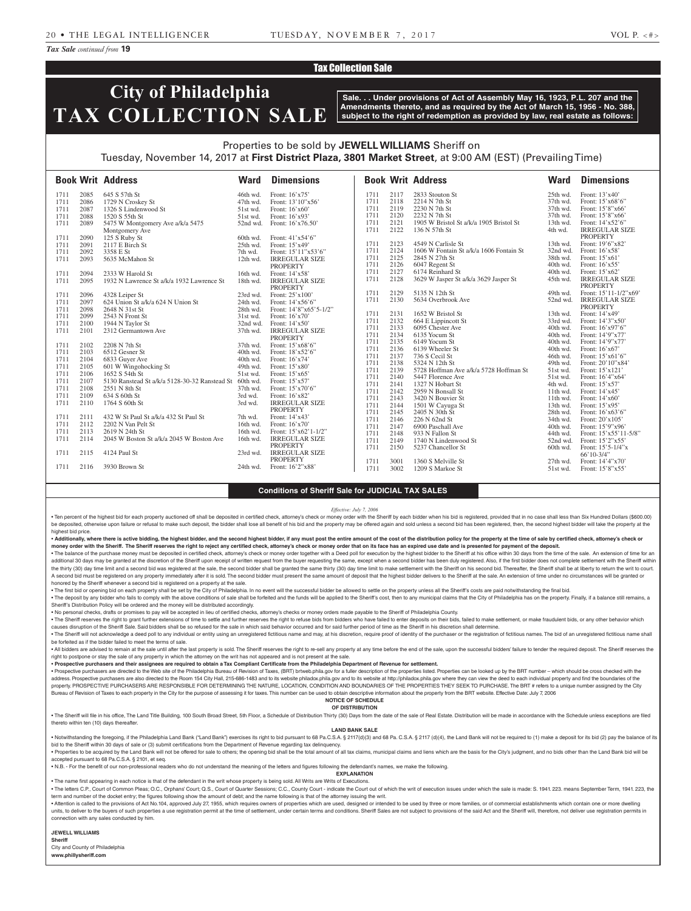*Tax Sale continued from* **19**

## Tax Collection Sale

# City of Philadelphia TAX COLLECTION SALE

**Sale. . . Under provisions of Act of Assembly May 16, 1923, P.L. 207 and the Amendments thereto, and as required by the Act of March 15, 1956 - No. 388, subject to the right of redemption as provided by law, real estate as follows:**

Properties to be sold by **JEWELL WILLIAMS** Sheriff on
Tuesday, November 14, 2017 at **First District Plaza, 3801 Market Street**, at 9:00 AM (EST) (Prevailing Time)

| Book | Writ | Address | Ward | Dimensions |
|---|---|---|---|---|
| 1711 | 2085 | 645 S 57th St | 46th wd. | Front: 16'x75' |
| 1711 | 2086 | 1729 N Croskey St | 47th wd. | Front: 13'10"x56' |
| 1711 | 2087 | 1326 S Lindenwood St | 51st wd. | Front: 16'x60' |
| 1711 | 2088 | 1520 S 55th St | 51st wd. | Front: 16'x93' |
| 1711 | 2089 | 5475 W Montgomery Ave a/k/a 5475 Montgomery Ave | 52nd wd. | Front: 16'x76.50' |
| 1711 | 2090 | 125 S Ruby St | 60th wd. | Front: 41'x54'6" |
| 1711 | 2091 | 2117 E Birch St | 25th wd. | Front: 15'x49' |
| 1711 | 2092 | 3358 E St | 7th wd. | Front: 15'11"x53'6" |
| 1711 | 2093 | 5635 McMahon St | 12th wd. | IRREGULAR SIZE PROPERTY |
| 1711 | 2094 | 2333 W Harold St | 16th wd. | Front: 14'x58' |
| 1711 | 2095 | 1932 N Lawrence St a/k/a 1932 Lawrence St | 18th wd. | IRREGULAR SIZE PROPERTY |
| 1711 | 2096 | 4328 Leiper St | 23rd wd. | Front: 25'x100' |
| 1711 | 2097 | 624 Union St a/k/a 624 N Union St | 24th wd. | Front: 14'x56'6" |
| 1711 | 2098 | 2648 N 31st St | 28th wd. | Front: 14'8"x65'5-1/2" |
| 1711 | 2099 | 2543 N Front St | 31st wd. | Front: 16'x70' |
| 1711 | 2100 | 1944 N Taylor St | 32nd wd. | Front: 14'x50' |
| 1711 | 2101 | 2312 Germantown Ave | 37th wd. | IRREGULAR SIZE PROPERTY |
| 1711 | 2102 | 2208 N 7th St | 37th wd. | Front: 15'x68'6" |
| 1711 | 2103 | 6512 Gesner St | 40th wd. | Front: 18'x52'6" |
| 1711 | 2104 | 6833 Guyer Ave | 40th wd. | Front: 16'x74' |
| 1711 | 2105 | 601 W Wingohocking St | 49th wd. | Front: 15'x80' |
| 1711 | 2106 | 1652 S 54th St | 51st wd. | Front: 15'x65' |
| 1711 | 2107 | 5130 Ranstead St a/k/a 5128-30-32 Ranstead St | 60th wd. | Front: 15'x57' |
| 1711 | 2108 | 2551 N 8th St | 37th wd. | Front: 15'x70'6" |
| 1711 | 2109 | 634 S 60th St | 3rd wd. | Front: 16'x82' |
| 1711 | 2110 | 1764 S 60th St | 3rd wd. | IRREGULAR SIZE PROPERTY |
| 1711 | 2111 | 432 W St Paul St a/k/a 432 St Paul St | 7th wd. | Front: 14'x43' |
| 1711 | 2112 | 2202 N Van Pelt St | 16th wd. | Front: 16'x70' |
| 1711 | 2113 | 2619 N 24th St | 16th wd. | Front: 15'x62'1-1/2" |
| 1711 | 2114 | 2045 W Boston St a/k/a 2045 W Boston Ave | 16th wd. | IRREGULAR SIZE PROPERTY |
| 1711 | 2115 | 4124 Paul St | 23rd wd. | IRREGULAR SIZE PROPERTY |
| 1711 | 2116 | 3930 Brown St | 24th wd. | Front: 16'2"x88' |
| 1711 | 2117 | 2833 Stouton St | 25th wd. | Front: 13'x40' |
| 1711 | 2118 | 2214 N 7th St | 37th wd. | Front: 15'x68'6" |
| 1711 | 2119 | 2230 N 7th St | 37th wd. | Front: 15'8"x66' |
| 1711 | 2120 | 2232 N 7th St | 37th wd. | Front: 15'8"x66' |
| 1711 | 2121 | 1905 W Bristol St a/k/a 1905 Bristol St | 13th wd. | Front: 14'x52'6" |
| 1711 | 2122 | 136 N 57th St | 4th wd. | IRREGULAR SIZE PROPERTY |
| 1711 | 2123 | 4549 N Carlisle St | 13th wd. | Front: 19'6"x82' |
| 1711 | 2124 | 1606 W Fontain St a/k/a 1606 Fontain St | 32nd wd. | Front: 16'x58' |
| 1711 | 2125 | 2845 N 27th St | 38th wd. | Front: 15'x61' |
| 1711 | 2126 | 6047 Regent St | 40th wd. | Front: 16'x55' |
| 1711 | 2127 | 6174 Reinhard St | 40th wd. | Front: 15'x62' |
| 1711 | 2128 | 3629 W Jasper St a/k/a 3629 Jasper St | 45th wd. | IRREGULAR SIZE PROPERTY |
| 1711 | 2129 | 5135 N 12th St | 49th wd. | Front: 15'11-1/2"x69' |
| 1711 | 2130 | 5634 Overbrook Ave | 52nd wd. | IRREGULAR SIZE PROPERTY |
| 1711 | 2131 | 1652 W Bristol St | 13th wd. | Front: 14'x49' |
| 1711 | 2132 | 664 E Lippincott St | 33rd wd. | Front: 14'3"x50' |
| 1711 | 2133 | 6095 Chester Ave | 40th wd. | Front: 16'x97'6" |
| 1711 | 2134 | 6135 Yocum St | 40th wd. | Front: 14'9"x77' |
| 1711 | 2135 | 6149 Yocum St | 40th wd. | Front: 14'9"x77' |
| 1711 | 2136 | 6139 Wheeler St | 40th wd. | Front: 16'x67' |
| 1711 | 2137 | 736 S Cecil St | 46th wd. | Front: 15'x61'6" |
| 1711 | 2138 | 5324 N 12th St | 49th wd. | Front: 20'10"x84' |
| 1711 | 2139 | 5728 Hoffman Ave a/k/a 5728 Hoffman St | 51st wd. | Front: 15'x121' |
| 1711 | 2140 | 5447 Florence Ave | 51st wd. | Front: 16'4"x64' |
| 1711 | 2141 | 1327 N Hobart St | 4th wd. | Front: 15'x57' |
| 1711 | 2142 | 2959 N Bonsall St | 11th wd. | Front: 14'x45' |
| 1711 | 2143 | 3420 N Bouvier St | 11th wd. | Front: 14'x60' |
| 1711 | 2144 | 1501 W Cayuga St | 13th wd. | Front: 15'x95' |
| 1711 | 2145 | 2405 N 30th St | 28th wd. | Front: 16'x63'6" |
| 1711 | 2146 | 226 N 62nd St | 34th wd. | Front: 20'x105' |
| 1711 | 2147 | 6900 Paschall Ave | 40th wd. | Front: 15'9"x96' |
| 1711 | 2148 | 933 N Fallon St | 44th wd. | Front: 15'x55'11-5/8" |
| 1711 | 2149 | 1740 N Lindenwood St | 52nd wd. | Front: 15'2"x55' |
| 1711 | 2150 | 5237 Chancellor St | 60th wd. | Front: 15'5-1/4"x 66'10-3/4" |
| 1711 | 3001 | 1360 S Melville St | 27th wd. | Front: 14'4"x70' |
| 1711 | 3002 | 1209 S Markoe St | 51st wd. | Front: 15'8"x55' |

## Conditions of Sheriff Sale for JUDICIAL TAX SALES

*Effective: July 7, 2006*

• Ten percent of the highest bid for each property auctioned off shall be deposited in certified check, attorney's check or money order with the Sheriff by each bidder when his bid is registered, provided that in no case shall less than Six Hundred Dollars ($600.00) be deposited, otherwise upon failure or refusal to make such deposit, the bidder shall lose all benefit of his bid and the property may be offered again and sold unless a second bid has been registered, then, the second highest bidder will take the property at the highest bid price.

**• Additionally, where there is active bidding, the highest bidder, and the second highest bidder, if any must post the entire amount of the cost of the distribution policy for the property at the time of sale by certified check, attorney's check or money order with the Sheriff. The Sheriff reserves the right to reject any certified check, attorney's check or money order that on its face has an expired use date and is presented for payment of the deposit.**

• The balance of the purchase money must be deposited in certified check, attorney's check or money order together with a Deed poll for execution by the highest bidder to the Sheriff at his office within 30 days from the time of the sale. An extension of time for an additional 30 days may be granted at the discretion of the Sheriff upon receipt of written request from the buyer requesting the same, except when a second bidder has been duly registered. Also, if the first bidder does not complete settlement with the Sheriff within the thirty (30) day time limit and a second bid was registered at the sale, the second bidder shall be granted the same thirty (30) day time limit to make settlement with the Sheriff on his second bid. Thereafter, the Sheriff shall be at liberty to return the writ to court. A second bid must be registered on any property immediately after it is sold. The second bidder must present the same amount of deposit that the highest bidder delivers to the Sheriff at the sale. An extension of time under no circumstances will be granted or honored by the Sheriff whenever a second bid is registered on a property at the sale.

• The first bid or opening bid on each property shall be set by the City of Philadelphia. In no event will the successful bidder be allowed to settle on the property unless all the Sheriff's costs are paid notwithstanding the final bid.

• The deposit by any bidder who fails to comply with the above conditions of sale shall be forfeited and the funds will be applied to the Sheriff's cost, then to any municipal claims that the City of Philadelphia has on the property. Finally, if a balance still remains, a Sheriff's Distribution Policy will be ordered and the money will be distributed accordingly.

• No personal checks, drafts or promises to pay will be accepted in lieu of certified checks, attorney's checks or money orders made payable to the Sheriff of Philadelphia County.

• The Sheriff reserves the right to grant further extensions of time to settle and further reserves the right to refuse bids from bidders who have failed to enter deposits on their bids, failed to make settlement, or make fraudulent bids, or any other behavior which causes disruption of the Sheriff Sale. Said bidders shall be so refused for the sale in which said behavior occurred and for said further period of time as the Sheriff in his discretion shall determine.

• The Sheriff will not acknowledge a deed poll to any individual or entity using an unregistered fictitious name and may, at his discretion, require proof of identity of the purchaser or the registration of fictitious names. The bid of an unregistered fictitious name shall be forfeited as if the bidder failed to meet the terms of sale.

• All bidders are advised to remain at the sale until after the last property is sold. The Sheriff reserves the right to re-sell any property at any time before the end of the sale, upon the successful bidders' failure to tender the required deposit. The Sheriff reserves the right to postpone or stay the sale of any property in which the attorney on the writ has not appeared and is not present at the sale.

**• Prospective purchasers and their assignees are required to obtain a Tax Compliant Certificate from the Philadelphia Department of Revenue for settlement.**

• Prospective purchasers are directed to the Web site of the Philadelphia Bureau of Revision of Taxes, (BRT) brtweb.phila.gov for a fuller description of the properties listed. Properties can be looked up by the BRT number – which should be cross checked with the address. Prospective purchasers are also directed to the Room 154 City Hall, 215-686-1483 and to its website philadox.phila.gov and to its website at http://philadox.phila.gov where they can view the deed to each individual property and find the boundaries of the property. PROSPECTIVE PURCHASERS ARE RESPONSIBLE FOR DETERMINING THE NATURE, LOCATION, CONDITION AND BOUNDARIES OF THE PROPERTIES THEY SEEK TO PURCHASE. The BRT # refers to a unique number assigned by the City Bureau of Revision of Taxes to each property in the City for the purpose of assessing it for taxes. This number can be used to obtain descriptive information about the property from the BRT website. Effective Date: July 7, 2006

**NOTICE OF SCHEDULE OF DISTRIBUTION**

• The Sheriff will file in his office, The Land Title Building, 100 South Broad Street, 5th Floor, a Schedule of Distribution Thirty (30) Days from the date of the sale of Real Estate. Distribution will be made in accordance with the Schedule unless exceptions are filed thereto within ten (10) days thereafter.

**LAND BANK SALE**

• Notwithstanding the foregoing, if the Philadelphia Land Bank ("Land Bank") exercises its right to bid pursuant to 68 Pa.C.S.A. § 2117(d)(3) and 68 Pa. C.S.A. § 2117 (d)(4), the Land Bank will not be required to (1) make a deposit for its bid (2) pay the balance of its bid to the Sheriff within 30 days of sale or (3) submit certifications from the Department of Revenue regarding tax delinquency.

• Properties to be acquired by the Land Bank will not be offered for sale to others; the opening bid shall be the total amount of all tax claims, municipal claims and liens which are the basis for the City's judgment, and no bids other than the Land Bank bid will be accepted pursuant to 68 Pa.C.S.A. § 2101, et seq.

• N.B. - For the benefit of our non-professional readers who do not understand the meaning of the letters and figures following the defendant's names, we make the following.

**EXPLANATION**

• The name first appearing in each notice is that of the defendant in the writ whose property is being sold. All Writs are Writs of Executions.

• The letters C.P., Court of Common Pleas; O.C., Orphans' Court; Q.S., Court of Quarter Sessions; C.C., County Court - indicate the Court out of which the writ of execution issues under which the sale is made: S. 1941. 223. means September Term, 1941. 223, the term and number of the docket entry; the figures following show the amount of debt; and the name following is that of the attorney issuing the writ.

• Attention is called to the provisions of Act No.104, approved July 27, 1955, which requires owners of properties which are used, designed or intended to be used by three or more families, or of commercial establishments which contain one or more dwelling units, to deliver to the buyers of such properties a use registration permit at the time of settlement, under certain terms and conditions. Sheriff Sales are not subject to provisions of the said Act and the Sheriff will, therefore, not deliver use registration permits in connection with any sales conducted by him.

**JEWELL WILLIAMS**
**Sheriff**
City and County of Philadelphia
**www.phillysheriff.com**